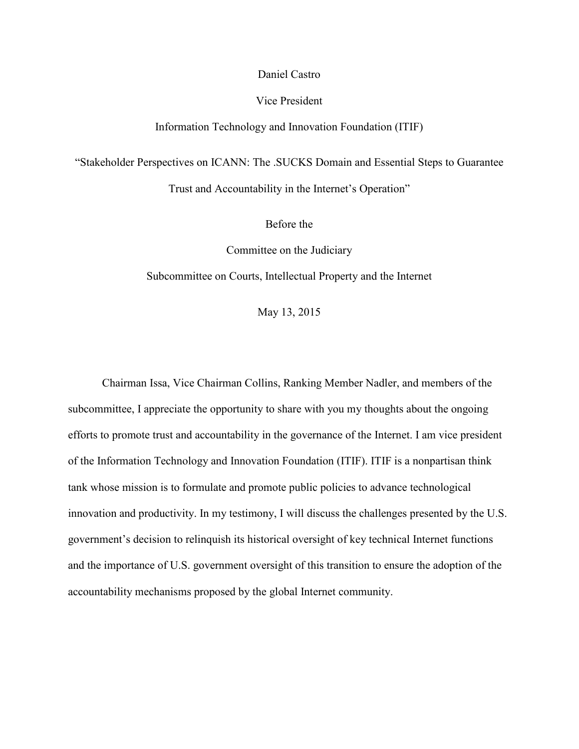Daniel Castro

Vice President

Information Technology and Innovation Foundation (ITIF)

"Stakeholder Perspectives on ICANN: The .SUCKS Domain and Essential Steps to Guarantee Trust and Accountability in the Internet's Operation"

Before the

Committee on the Judiciary

Subcommittee on Courts, Intellectual Property and the Internet

May 13, 2015

Chairman Issa, Vice Chairman Collins, Ranking Member Nadler, and members of the subcommittee, I appreciate the opportunity to share with you my thoughts about the ongoing efforts to promote trust and accountability in the governance of the Internet. I am vice president of the Information Technology and Innovation Foundation (ITIF). ITIF is a nonpartisan think tank whose mission is to formulate and promote public policies to advance technological innovation and productivity. In my testimony, I will discuss the challenges presented by the U.S. government's decision to relinquish its historical oversight of key technical Internet functions and the importance of U.S. government oversight of this transition to ensure the adoption of the accountability mechanisms proposed by the global Internet community.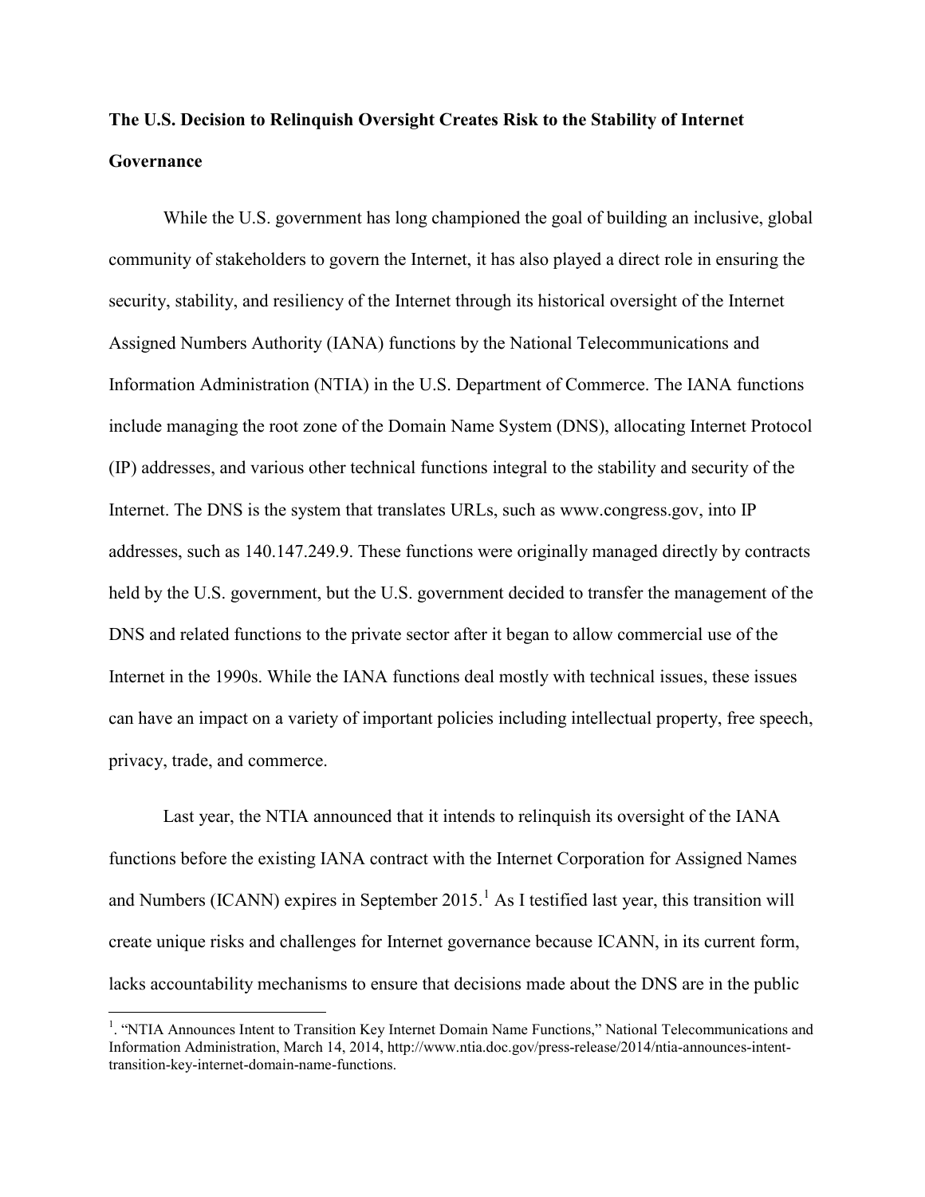**The U.S. Decision to Relinquish Oversight Creates Risk to the Stability of Internet Governance**

While the U.S. government has long championed the goal of building an inclusive, global community of stakeholders to govern the Internet, it has also played a direct role in ensuring the security, stability, and resiliency of the Internet through its historical oversight of the Internet Assigned Numbers Authority (IANA) functions by the National Telecommunications and Information Administration (NTIA) in the U.S. Department of Commerce. The IANA functions include managing the root zone of the Domain Name System (DNS), allocating Internet Protocol (IP) addresses, and various other technical functions integral to the stability and security of the Internet. The DNS is the system that translates URLs, such as www.congress.gov, into IP addresses, such as 140.147.249.9. These functions were originally managed directly by contracts held by the U.S. government, but the U.S. government decided to transfer the management of the DNS and related functions to the private sector after it began to allow commercial use of the Internet in the 1990s. While the IANA functions deal mostly with technical issues, these issues can have an impact on a variety of important policies including intellectual property, free speech, privacy, trade, and commerce.

Last year, the NTIA announced that it intends to relinquish its oversight of the IANA functions before the existing IANA contract with the Internet Corporation for Assigned Names and Numbers (ICANN) expires in September 2015.[1] As I testified last year, this transition will create unique risks and challenges for Internet governance because ICANN, in its current form, lacks accountability mechanisms to ensure that decisions made about the DNS are in the public

[1]. "NTIA Announces Intent to Transition Key Internet Domain Name Functions," National Telecommunications and Information Administration, March 14, 2014, http://www.ntia.doc.gov/press-release/2014/ntia-announces-intent-transition-key-internet-domain-name-functions.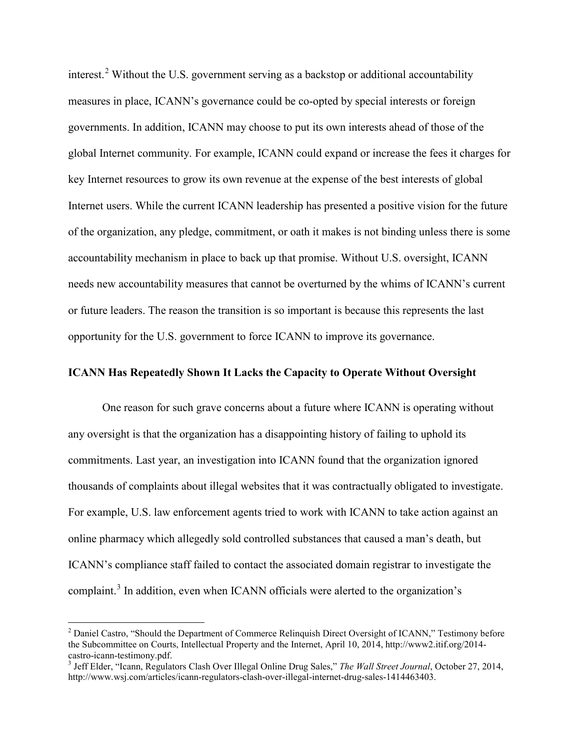interest.[2] Without the U.S. government serving as a backstop or additional accountability measures in place, ICANN's governance could be co-opted by special interests or foreign governments. In addition, ICANN may choose to put its own interests ahead of those of the global Internet community. For example, ICANN could expand or increase the fees it charges for key Internet resources to grow its own revenue at the expense of the best interests of global Internet users. While the current ICANN leadership has presented a positive vision for the future of the organization, any pledge, commitment, or oath it makes is not binding unless there is some accountability mechanism in place to back up that promise. Without U.S. oversight, ICANN needs new accountability measures that cannot be overturned by the whims of ICANN's current or future leaders. The reason the transition is so important is because this represents the last opportunity for the U.S. government to force ICANN to improve its governance.

**ICANN Has Repeatedly Shown It Lacks the Capacity to Operate Without Oversight**

One reason for such grave concerns about a future where ICANN is operating without any oversight is that the organization has a disappointing history of failing to uphold its commitments. Last year, an investigation into ICANN found that the organization ignored thousands of complaints about illegal websites that it was contractually obligated to investigate. For example, U.S. law enforcement agents tried to work with ICANN to take action against an online pharmacy which allegedly sold controlled substances that caused a man's death, but ICANN's compliance staff failed to contact the associated domain registrar to investigate the complaint.[3] In addition, even when ICANN officials were alerted to the organization's

---

[2] Daniel Castro, "Should the Department of Commerce Relinquish Direct Oversight of ICANN," Testimony before the Subcommittee on Courts, Intellectual Property and the Internet, April 10, 2014, http://www2.itif.org/2014-castro-icann-testimony.pdf.

[3] Jeff Elder, "Icann, Regulators Clash Over Illegal Online Drug Sales," *The Wall Street Journal*, October 27, 2014, http://www.wsj.com/articles/icann-regulators-clash-over-illegal-internet-drug-sales-1414463403.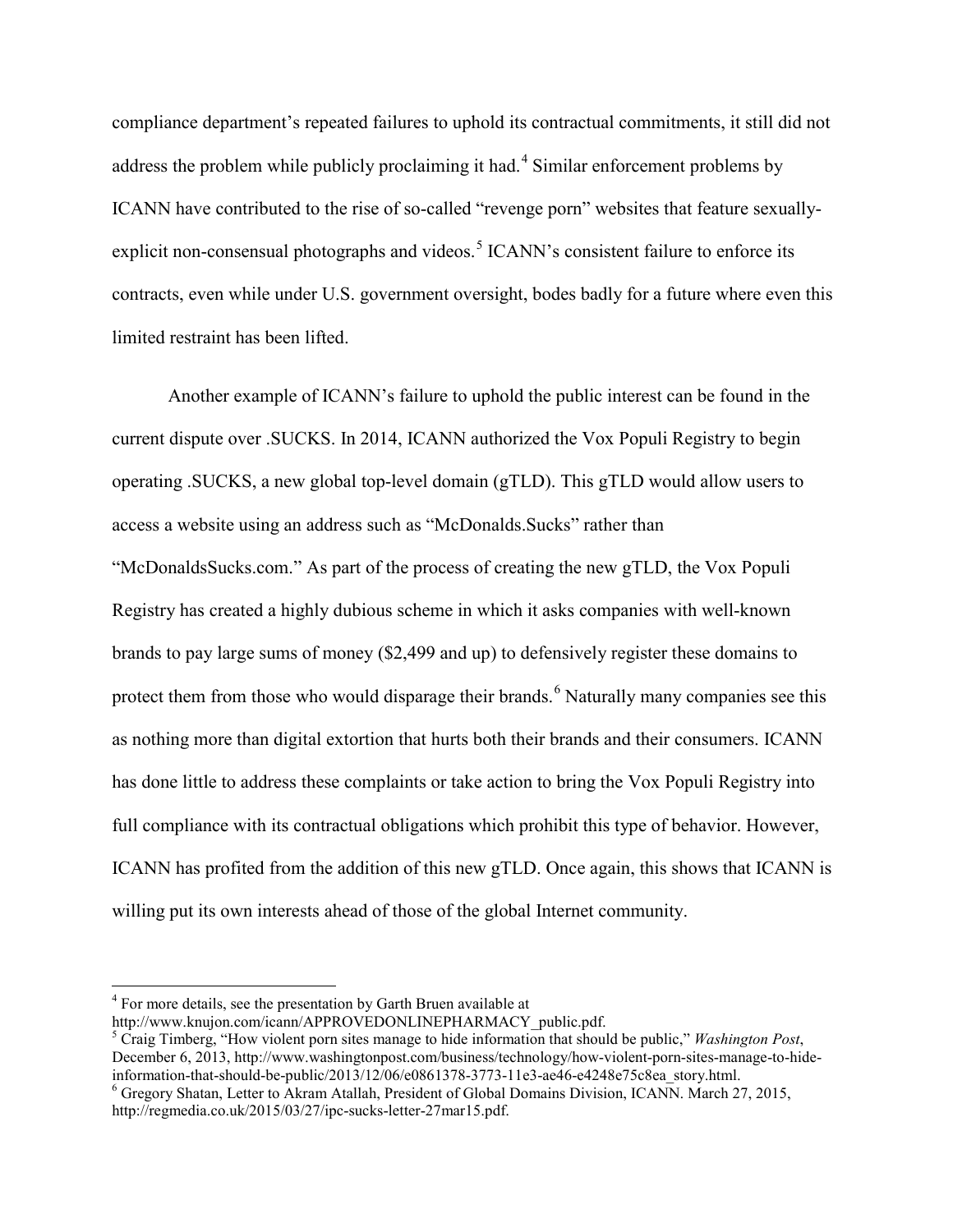compliance department's repeated failures to uphold its contractual commitments, it still did not address the problem while publicly proclaiming it had.[4] Similar enforcement problems by ICANN have contributed to the rise of so-called "revenge porn" websites that feature sexually-explicit non-consensual photographs and videos.[5] ICANN's consistent failure to enforce its contracts, even while under U.S. government oversight, bodes badly for a future where even this limited restraint has been lifted.

Another example of ICANN's failure to uphold the public interest can be found in the current dispute over .SUCKS. In 2014, ICANN authorized the Vox Populi Registry to begin operating .SUCKS, a new global top-level domain (gTLD). This gTLD would allow users to access a website using an address such as "McDonalds.Sucks" rather than "McDonaldsSucks.com." As part of the process of creating the new gTLD, the Vox Populi Registry has created a highly dubious scheme in which it asks companies with well-known brands to pay large sums of money ($2,499 and up) to defensively register these domains to protect them from those who would disparage their brands.[6] Naturally many companies see this as nothing more than digital extortion that hurts both their brands and their consumers. ICANN has done little to address these complaints or take action to bring the Vox Populi Registry into full compliance with its contractual obligations which prohibit this type of behavior. However, ICANN has profited from the addition of this new gTLD. Once again, this shows that ICANN is willing put its own interests ahead of those of the global Internet community.

---

[4] For more details, see the presentation by Garth Bruen available at http://www.knujon.com/icann/APPROVEDONLINEPHARMACY_public.pdf.

[5] Craig Timberg, "How violent porn sites manage to hide information that should be public," *Washington Post*, December 6, 2013, http://www.washingtonpost.com/business/technology/how-violent-porn-sites-manage-to-hide-information-that-should-be-public/2013/12/06/e0861378-3773-11e3-ae46-e4248e75c8ea_story.html.

[6] Gregory Shatan, Letter to Akram Atallah, President of Global Domains Division, ICANN. March 27, 2015, http://regmedia.co.uk/2015/03/27/ipc-sucks-letter-27mar15.pdf.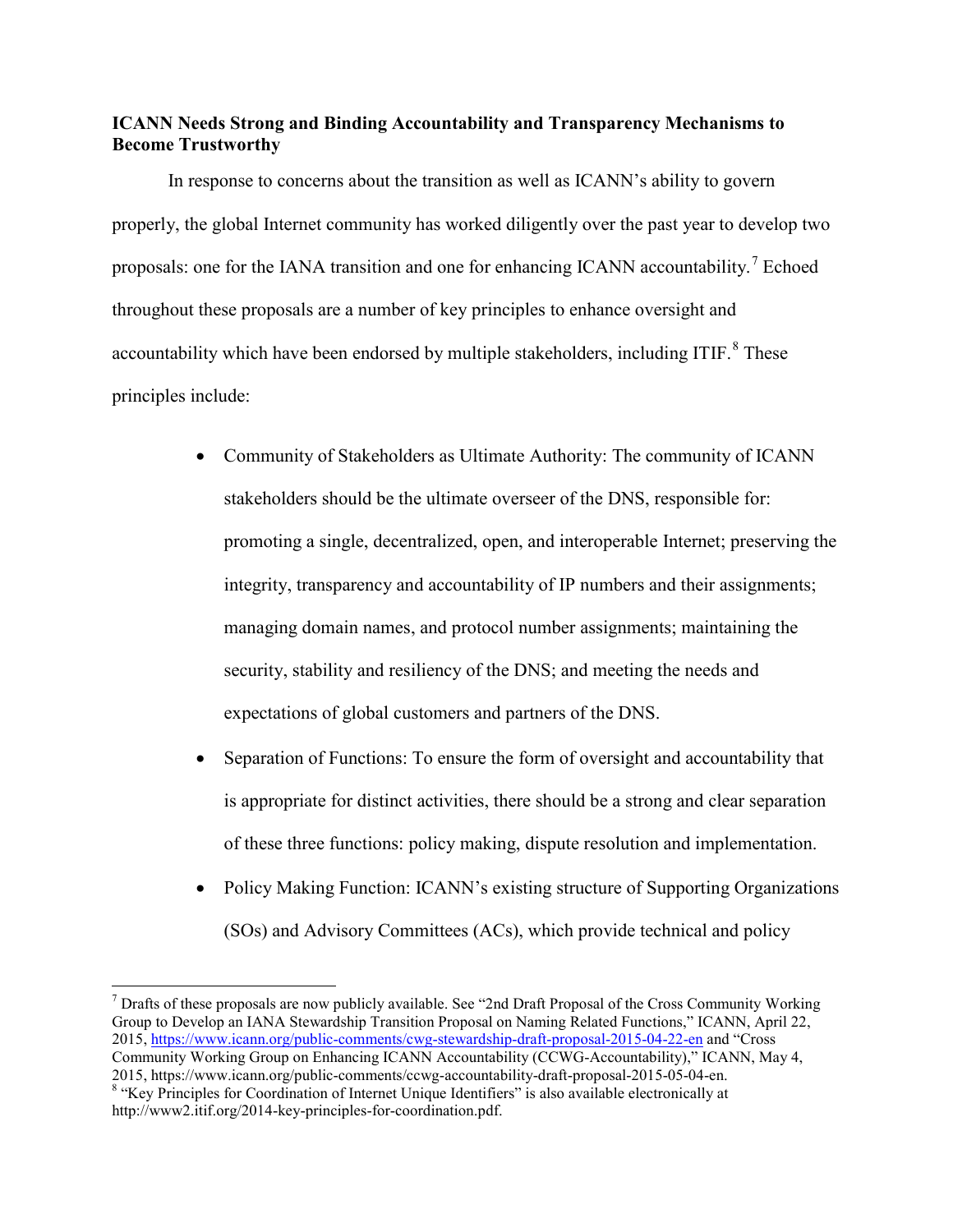**ICANN Needs Strong and Binding Accountability and Transparency Mechanisms to Become Trustworthy**

In response to concerns about the transition as well as ICANN's ability to govern properly, the global Internet community has worked diligently over the past year to develop two proposals: one for the IANA transition and one for enhancing ICANN accountability.[7] Echoed throughout these proposals are a number of key principles to enhance oversight and accountability which have been endorsed by multiple stakeholders, including ITIF.[8] These principles include:

- Community of Stakeholders as Ultimate Authority: The community of ICANN stakeholders should be the ultimate overseer of the DNS, responsible for: promoting a single, decentralized, open, and interoperable Internet; preserving the integrity, transparency and accountability of IP numbers and their assignments; managing domain names, and protocol number assignments; maintaining the security, stability and resiliency of the DNS; and meeting the needs and expectations of global customers and partners of the DNS.
- Separation of Functions: To ensure the form of oversight and accountability that is appropriate for distinct activities, there should be a strong and clear separation of these three functions: policy making, dispute resolution and implementation.
- Policy Making Function: ICANN's existing structure of Supporting Organizations (SOs) and Advisory Committees (ACs), which provide technical and policy

---

[7] Drafts of these proposals are now publicly available. See "2nd Draft Proposal of the Cross Community Working Group to Develop an IANA Stewardship Transition Proposal on Naming Related Functions," ICANN, April 22, 2015, https://www.icann.org/public-comments/cwg-stewardship-draft-proposal-2015-04-22-en and "Cross Community Working Group on Enhancing ICANN Accountability (CCWG-Accountability)," ICANN, May 4, 2015, https://www.icann.org/public-comments/ccwg-accountability-draft-proposal-2015-05-04-en.

[8] "Key Principles for Coordination of Internet Unique Identifiers" is also available electronically at http://www2.itif.org/2014-key-principles-for-coordination.pdf.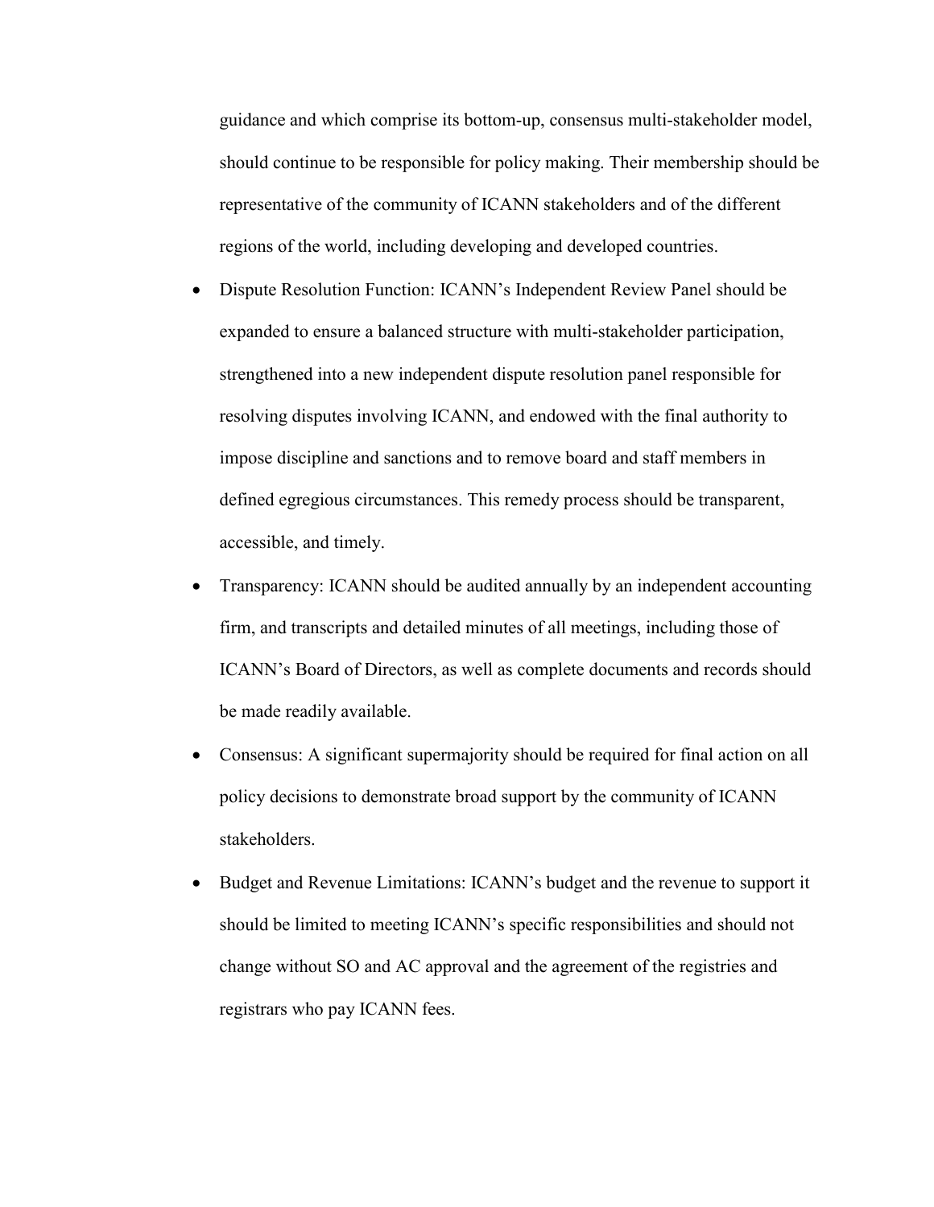guidance and which comprise its bottom-up, consensus multi-stakeholder model, should continue to be responsible for policy making. Their membership should be representative of the community of ICANN stakeholders and of the different regions of the world, including developing and developed countries.

- Dispute Resolution Function: ICANN's Independent Review Panel should be expanded to ensure a balanced structure with multi-stakeholder participation, strengthened into a new independent dispute resolution panel responsible for resolving disputes involving ICANN, and endowed with the final authority to impose discipline and sanctions and to remove board and staff members in defined egregious circumstances. This remedy process should be transparent, accessible, and timely.
- Transparency: ICANN should be audited annually by an independent accounting firm, and transcripts and detailed minutes of all meetings, including those of ICANN's Board of Directors, as well as complete documents and records should be made readily available.
- Consensus: A significant supermajority should be required for final action on all policy decisions to demonstrate broad support by the community of ICANN stakeholders.
- Budget and Revenue Limitations: ICANN's budget and the revenue to support it should be limited to meeting ICANN's specific responsibilities and should not change without SO and AC approval and the agreement of the registries and registrars who pay ICANN fees.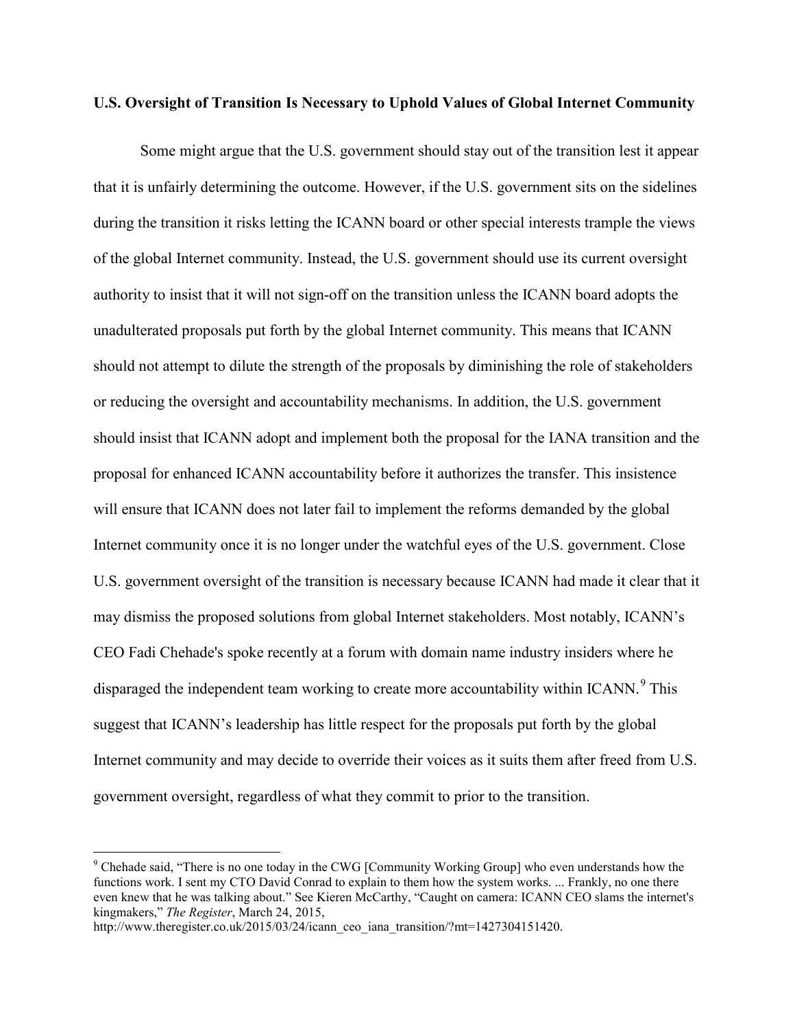**U.S. Oversight of Transition Is Necessary to Uphold Values of Global Internet Community**

Some might argue that the U.S. government should stay out of the transition lest it appear that it is unfairly determining the outcome. However, if the U.S. government sits on the sidelines during the transition it risks letting the ICANN board or other special interests trample the views of the global Internet community. Instead, the U.S. government should use its current oversight authority to insist that it will not sign-off on the transition unless the ICANN board adopts the unadulterated proposals put forth by the global Internet community. This means that ICANN should not attempt to dilute the strength of the proposals by diminishing the role of stakeholders or reducing the oversight and accountability mechanisms. In addition, the U.S. government should insist that ICANN adopt and implement both the proposal for the IANA transition and the proposal for enhanced ICANN accountability before it authorizes the transfer. This insistence will ensure that ICANN does not later fail to implement the reforms demanded by the global Internet community once it is no longer under the watchful eyes of the U.S. government. Close U.S. government oversight of the transition is necessary because ICANN had made it clear that it may dismiss the proposed solutions from global Internet stakeholders. Most notably, ICANN's CEO Fadi Chehade's spoke recently at a forum with domain name industry insiders where he disparaged the independent team working to create more accountability within ICANN.[9] This suggest that ICANN's leadership has little respect for the proposals put forth by the global Internet community and may decide to override their voices as it suits them after freed from U.S. government oversight, regardless of what they commit to prior to the transition.

---

[9] Chehade said, "There is no one today in the CWG [Community Working Group] who even understands how the functions work. I sent my CTO David Conrad to explain to them how the system works. ... Frankly, no one there even knew that he was talking about." See Kieren McCarthy, "Caught on camera: ICANN CEO slams the internet's kingmakers," *The Register*, March 24, 2015, http://www.theregister.co.uk/2015/03/24/icann_ceo_iana_transition/?mt=1427304151420.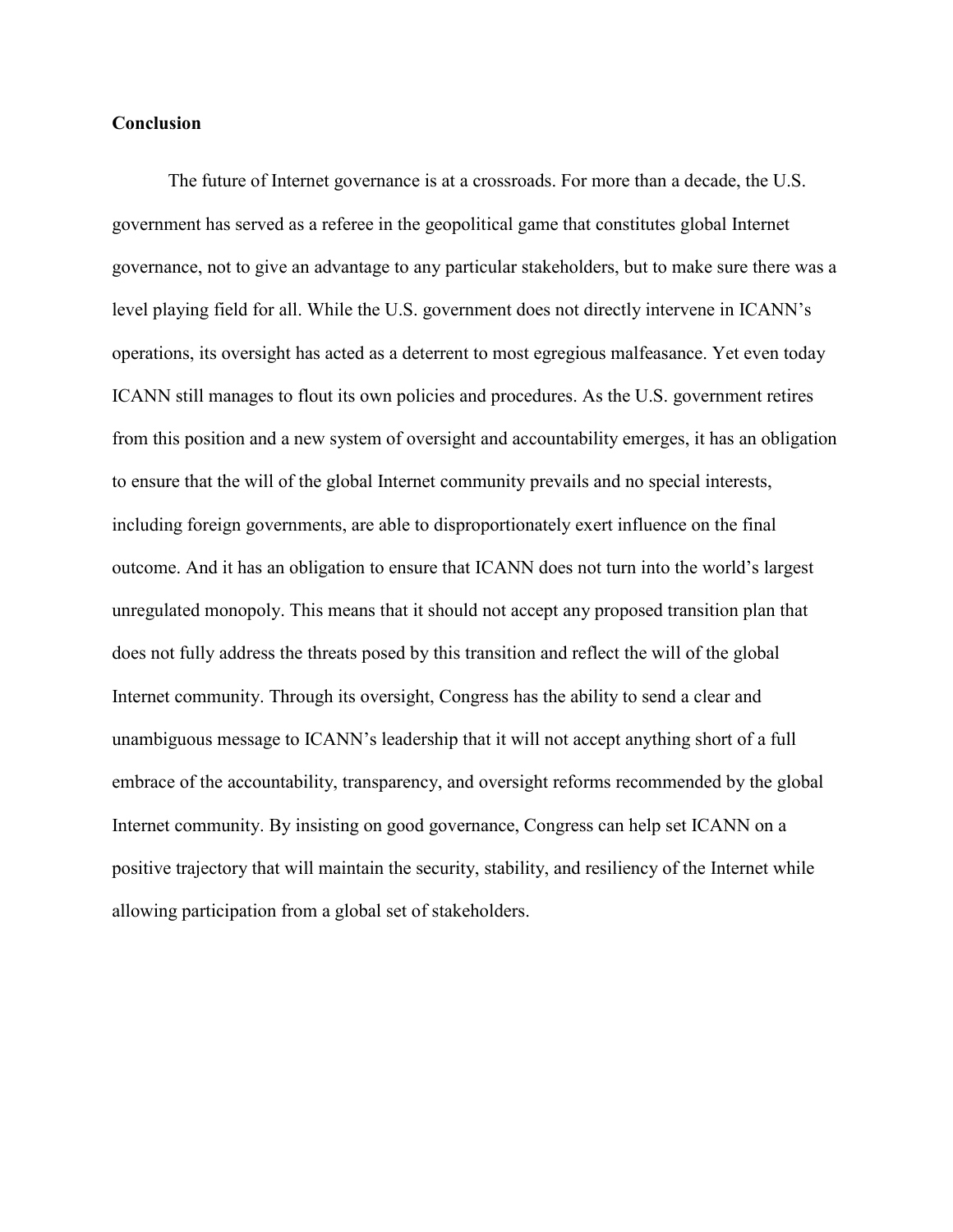**Conclusion**

The future of Internet governance is at a crossroads. For more than a decade, the U.S. government has served as a referee in the geopolitical game that constitutes global Internet governance, not to give an advantage to any particular stakeholders, but to make sure there was a level playing field for all. While the U.S. government does not directly intervene in ICANN's operations, its oversight has acted as a deterrent to most egregious malfeasance. Yet even today ICANN still manages to flout its own policies and procedures. As the U.S. government retires from this position and a new system of oversight and accountability emerges, it has an obligation to ensure that the will of the global Internet community prevails and no special interests, including foreign governments, are able to disproportionately exert influence on the final outcome. And it has an obligation to ensure that ICANN does not turn into the world's largest unregulated monopoly. This means that it should not accept any proposed transition plan that does not fully address the threats posed by this transition and reflect the will of the global Internet community. Through its oversight, Congress has the ability to send a clear and unambiguous message to ICANN's leadership that it will not accept anything short of a full embrace of the accountability, transparency, and oversight reforms recommended by the global Internet community. By insisting on good governance, Congress can help set ICANN on a positive trajectory that will maintain the security, stability, and resiliency of the Internet while allowing participation from a global set of stakeholders.